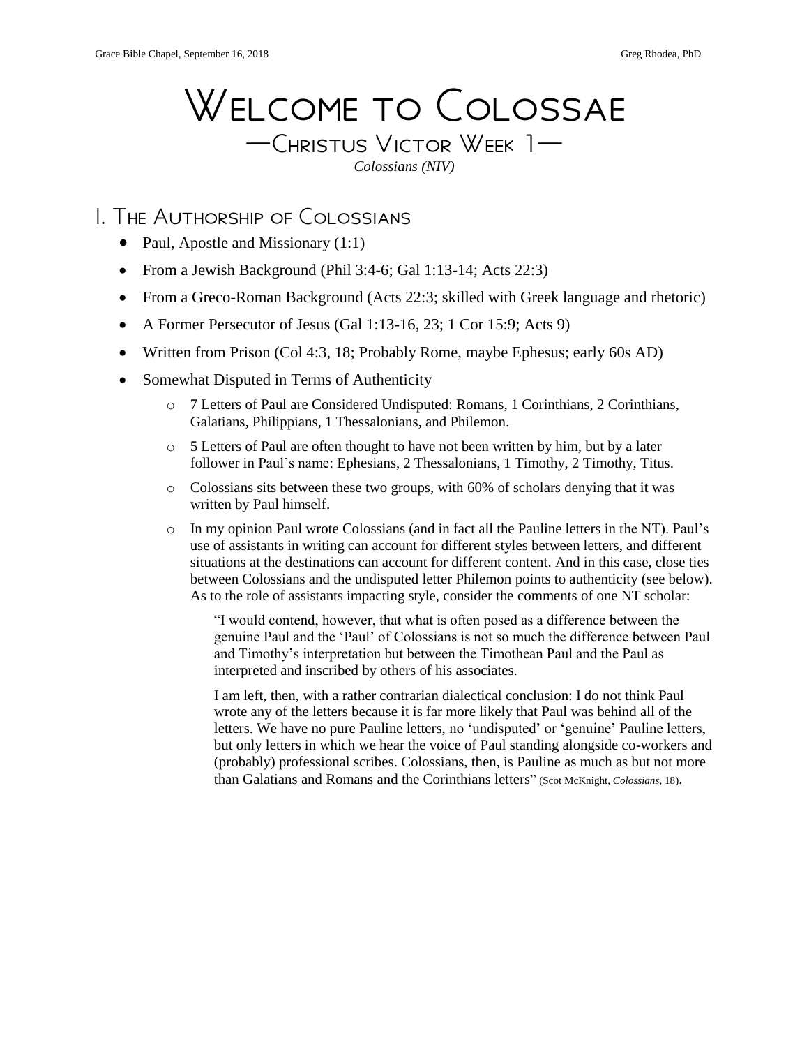# Welcome to Colossae

## —Christus Victor Week 1—

*Colossians (NIV)*

## I. The Authorship of Colossians

- Paul, Apostle and Missionary (1:1)
- From a Jewish Background (Phil 3:4-6; Gal 1:13-14; Acts 22:3)
- From a Greco-Roman Background (Acts 22:3; skilled with Greek language and rhetoric)
- A Former Persecutor of Jesus (Gal 1:13-16, 23; 1 Cor 15:9; Acts 9)
- Written from Prison (Col 4:3, 18; Probably Rome, maybe Ephesus; early 60s AD)
- Somewhat Disputed in Terms of Authenticity
  - 7 Letters of Paul are Considered Undisputed: Romans, 1 Corinthians, 2 Corinthians, Galatians, Philippians, 1 Thessalonians, and Philemon.
  - 5 Letters of Paul are often thought to have not been written by him, but by a later follower in Paul's name: Ephesians, 2 Thessalonians, 1 Timothy, 2 Timothy, Titus.
  - Colossians sits between these two groups, with 60% of scholars denying that it was written by Paul himself.
  - In my opinion Paul wrote Colossians (and in fact all the Pauline letters in the NT). Paul's use of assistants in writing can account for different styles between letters, and different situations at the destinations can account for different content. And in this case, close ties between Colossians and the undisputed letter Philemon points to authenticity (see below). As to the role of assistants impacting style, consider the comments of one NT scholar:

    > "I would contend, however, that what is often posed as a difference between the genuine Paul and the 'Paul' of Colossians is not so much the difference between Paul and Timothy's interpretation but between the Timothean Paul and the Paul as interpreted and inscribed by others of his associates.
    >
    > I am left, then, with a rather contrarian dialectical conclusion: I do not think Paul wrote any of the letters because it is far more likely that Paul was behind all of the letters. We have no pure Pauline letters, no 'undisputed' or 'genuine' Pauline letters, but only letters in which we hear the voice of Paul standing alongside co-workers and (probably) professional scribes. Colossians, then, is Pauline as much as but not more than Galatians and Romans and the Corinthians letters" (Scot McKnight, *Colossians*, 18).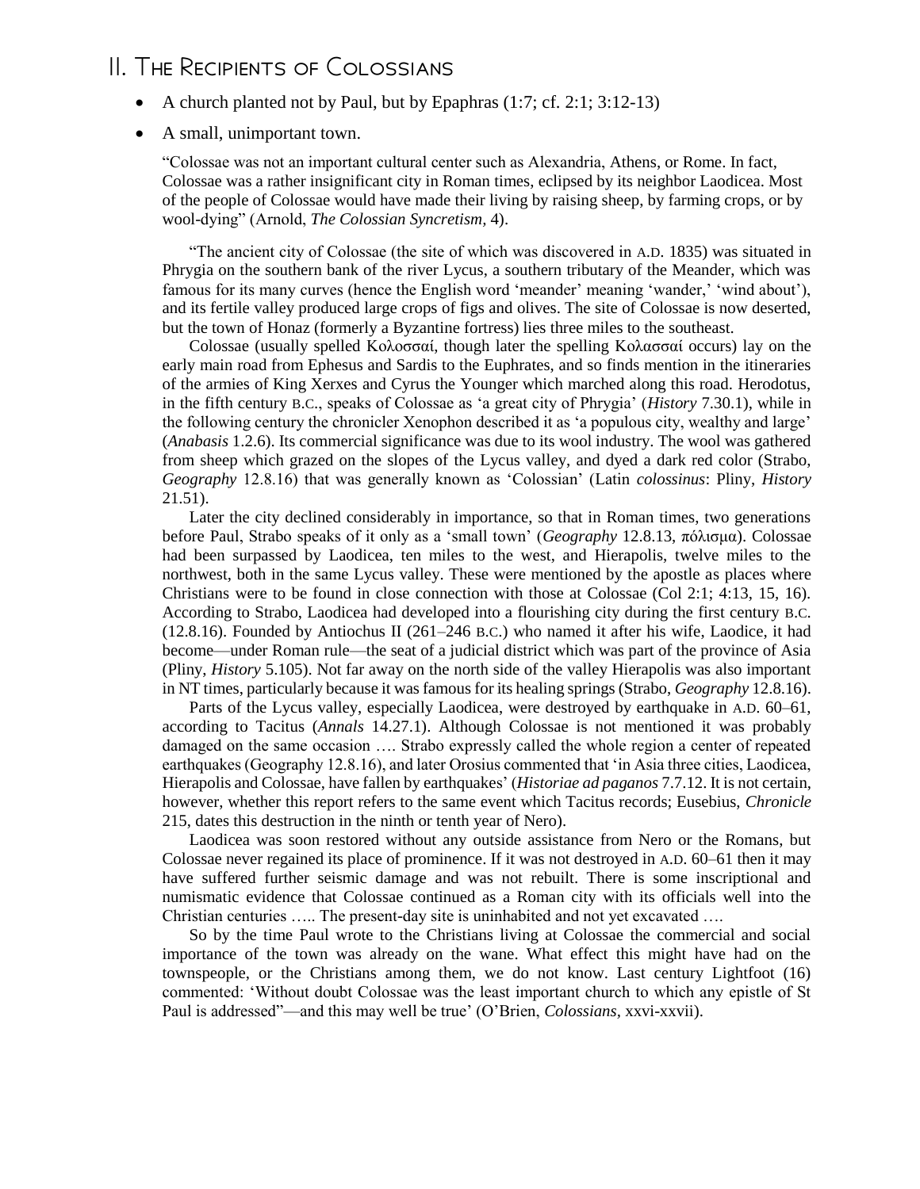## II. The Recipients of Colossians

- A church planted not by Paul, but by Epaphras (1:7; cf. 2:1; 3:12-13)
- A small, unimportant town.

> "Colossae was not an important cultural center such as Alexandria, Athens, or Rome. In fact, Colossae was a rather insignificant city in Roman times, eclipsed by its neighbor Laodicea. Most of the people of Colossae would have made their living by raising sheep, by farming crops, or by wool-dying" (Arnold, *The Colossian Syncretism,* 4).
>
> "The ancient city of Colossae (the site of which was discovered in A.D. 1835) was situated in Phrygia on the southern bank of the river Lycus, a southern tributary of the Meander, which was famous for its many curves (hence the English word 'meander' meaning 'wander,' 'wind about'), and its fertile valley produced large crops of figs and olives. The site of Colossae is now deserted, but the town of Honaz (formerly a Byzantine fortress) lies three miles to the southeast.
>
> Colossae (usually spelled Κολοσσαί, though later the spelling Κολασσαί occurs) lay on the early main road from Ephesus and Sardis to the Euphrates, and so finds mention in the itineraries of the armies of King Xerxes and Cyrus the Younger which marched along this road. Herodotus, in the fifth century B.C., speaks of Colossae as 'a great city of Phrygia' (*History* 7.30.1), while in the following century the chronicler Xenophon described it as 'a populous city, wealthy and large' (*Anabasis* 1.2.6). Its commercial significance was due to its wool industry. The wool was gathered from sheep which grazed on the slopes of the Lycus valley, and dyed a dark red color (Strabo, *Geography* 12.8.16) that was generally known as 'Colossian' (Latin *colossinus*: Pliny, *History* 21.51).
>
> Later the city declined considerably in importance, so that in Roman times, two generations before Paul, Strabo speaks of it only as a 'small town' (*Geography* 12.8.13, πόλισμα). Colossae had been surpassed by Laodicea, ten miles to the west, and Hierapolis, twelve miles to the northwest, both in the same Lycus valley. These were mentioned by the apostle as places where Christians were to be found in close connection with those at Colossae (Col 2:1; 4:13, 15, 16). According to Strabo, Laodicea had developed into a flourishing city during the first century B.C. (12.8.16). Founded by Antiochus II (261–246 B.C.) who named it after his wife, Laodice, it had become—under Roman rule—the seat of a judicial district which was part of the province of Asia (Pliny, *History* 5.105). Not far away on the north side of the valley Hierapolis was also important in NT times, particularly because it was famous for its healing springs (Strabo, *Geography* 12.8.16).
>
> Parts of the Lycus valley, especially Laodicea, were destroyed by earthquake in A.D. 60–61, according to Tacitus (*Annals* 14.27.1). Although Colossae is not mentioned it was probably damaged on the same occasion …. Strabo expressly called the whole region a center of repeated earthquakes (Geography 12.8.16), and later Orosius commented that 'in Asia three cities, Laodicea, Hierapolis and Colossae, have fallen by earthquakes' (*Historiae ad paganos* 7.7.12. It is not certain, however, whether this report refers to the same event which Tacitus records; Eusebius, *Chronicle* 215, dates this destruction in the ninth or tenth year of Nero).
>
> Laodicea was soon restored without any outside assistance from Nero or the Romans, but Colossae never regained its place of prominence. If it was not destroyed in A.D. 60–61 then it may have suffered further seismic damage and was not rebuilt. There is some inscriptional and numismatic evidence that Colossae continued as a Roman city with its officials well into the Christian centuries ….. The present-day site is uninhabited and not yet excavated ….
>
> So by the time Paul wrote to the Christians living at Colossae the commercial and social importance of the town was already on the wane. What effect this might have had on the townspeople, or the Christians among them, we do not know. Last century Lightfoot (16) commented: 'Without doubt Colossae was the least important church to which any epistle of St Paul is addressed"—and this may well be true' (O'Brien, *Colossians*, xxvi-xxvii).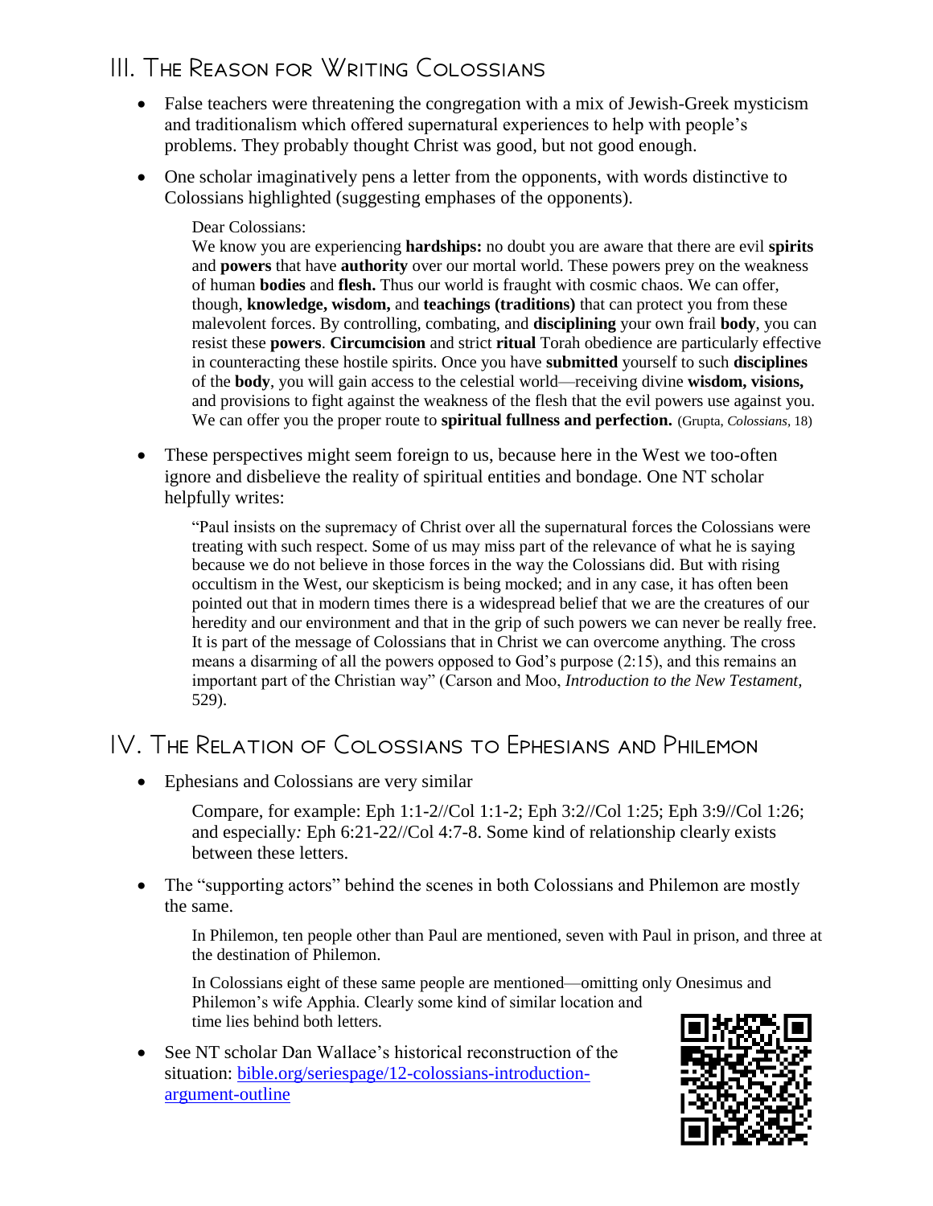## III. The Reason for Writing Colossians

- False teachers were threatening the congregation with a mix of Jewish-Greek mysticism and traditionalism which offered supernatural experiences to help with people's problems. They probably thought Christ was good, but not good enough.

- One scholar imaginatively pens a letter from the opponents, with words distinctive to Colossians highlighted (suggesting emphases of the opponents).

> Dear Colossians:
> We know you are experiencing **hardships:** no doubt you are aware that there are evil **spirits** and **powers** that have **authority** over our mortal world. These powers prey on the weakness of human **bodies** and **flesh.** Thus our world is fraught with cosmic chaos. We can offer, though, **knowledge, wisdom,** and **teachings (traditions)** that can protect you from these malevolent forces. By controlling, combating, and **disciplining** your own frail **body**, you can resist these **powers**. **Circumcision** and strict **ritual** Torah obedience are particularly effective in counteracting these hostile spirits. Once you have **submitted** yourself to such **disciplines** of the **body**, you will gain access to the celestial world—receiving divine **wisdom, visions,** and provisions to fight against the weakness of the flesh that the evil powers use against you. We can offer you the proper route to **spiritual fullness and perfection.** (Grupta, *Colossians*, 18)

- These perspectives might seem foreign to us, because here in the West we too-often ignore and disbelieve the reality of spiritual entities and bondage. One NT scholar helpfully writes:

> "Paul insists on the supremacy of Christ over all the supernatural forces the Colossians were treating with such respect. Some of us may miss part of the relevance of what he is saying because we do not believe in those forces in the way the Colossians did. But with rising occultism in the West, our skepticism is being mocked; and in any case, it has often been pointed out that in modern times there is a widespread belief that we are the creatures of our heredity and our environment and that in the grip of such powers we can never be really free. It is part of the message of Colossians that in Christ we can overcome anything. The cross means a disarming of all the powers opposed to God's purpose (2:15), and this remains an important part of the Christian way" (Carson and Moo, *Introduction to the New Testament*, 529).

## IV. The Relation of Colossians to Ephesians and Philemon

- Ephesians and Colossians are very similar

  Compare, for example: Eph 1:1-2//Col 1:1-2; Eph 3:2//Col 1:25; Eph 3:9//Col 1:26; and especially*:* Eph 6:21-22//Col 4:7-8. Some kind of relationship clearly exists between these letters.

- The "supporting actors" behind the scenes in both Colossians and Philemon are mostly the same.

  In Philemon, ten people other than Paul are mentioned, seven with Paul in prison, and three at the destination of Philemon.

  In Colossians eight of these same people are mentioned—omitting only Onesimus and Philemon's wife Apphia. Clearly some kind of similar location and time lies behind both letters.

- See NT scholar Dan Wallace's historical reconstruction of the situation: [bible.org/seriespage/12-colossians-introduction-argument-outline](bible.org/seriespage/12-colossians-introduction-argument-outline)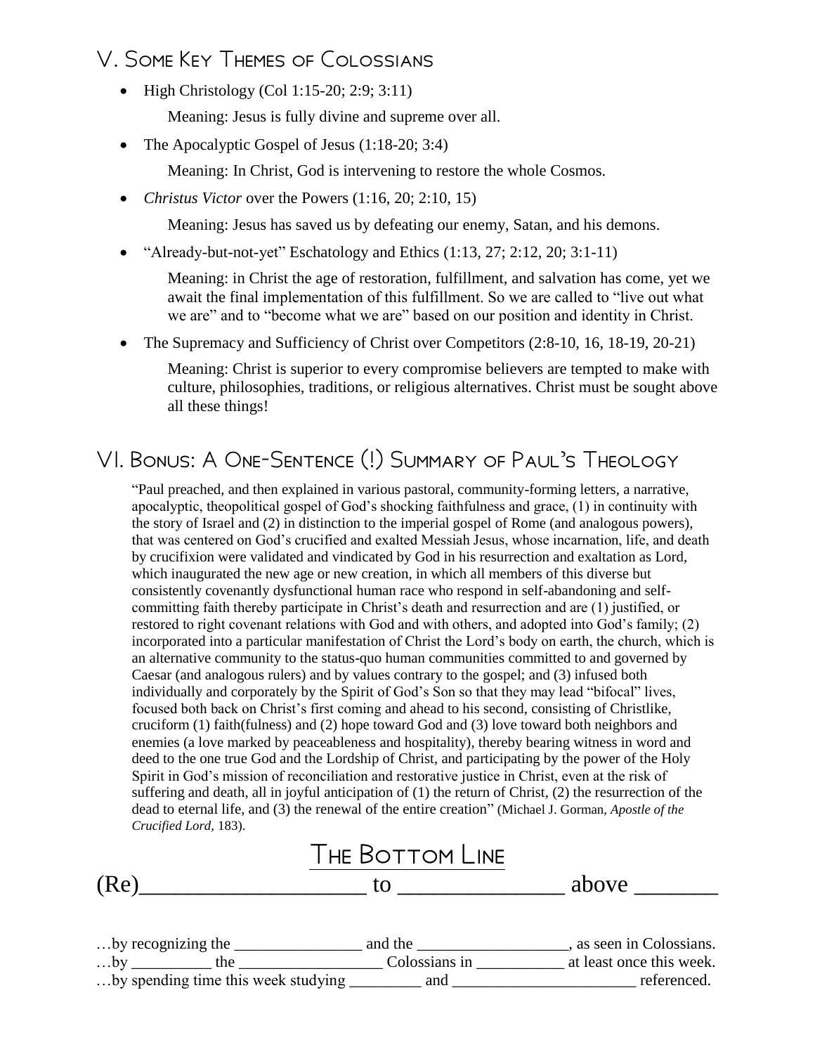## V. Some Key Themes of Colossians

- High Christology (Col 1:15-20; 2:9; 3:11)

  Meaning: Jesus is fully divine and supreme over all.

- The Apocalyptic Gospel of Jesus (1:18-20; 3:4)

  Meaning: In Christ, God is intervening to restore the whole Cosmos.

- *Christus Victor* over the Powers (1:16, 20; 2:10, 15)

  Meaning: Jesus has saved us by defeating our enemy, Satan, and his demons.

- "Already-but-not-yet" Eschatology and Ethics (1:13, 27; 2:12, 20; 3:1-11)

  Meaning: in Christ the age of restoration, fulfillment, and salvation has come, yet we await the final implementation of this fulfillment. So we are called to "live out what we are" and to "become what we are" based on our position and identity in Christ.

- The Supremacy and Sufficiency of Christ over Competitors (2:8-10, 16, 18-19, 20-21)

  Meaning: Christ is superior to every compromise believers are tempted to make with culture, philosophies, traditions, or religious alternatives. Christ must be sought above all these things!

## VI. Bonus: A One-Sentence (!) Summary of Paul's Theology

"Paul preached, and then explained in various pastoral, community-forming letters, a narrative, apocalyptic, theopolitical gospel of God's shocking faithfulness and grace, (1) in continuity with the story of Israel and (2) in distinction to the imperial gospel of Rome (and analogous powers), that was centered on God's crucified and exalted Messiah Jesus, whose incarnation, life, and death by crucifixion were validated and vindicated by God in his resurrection and exaltation as Lord, which inaugurated the new age or new creation, in which all members of this diverse but consistently covenantly dysfunctional human race who respond in self-abandoning and self-committing faith thereby participate in Christ's death and resurrection and are (1) justified, or restored to right covenant relations with God and with others, and adopted into God's family; (2) incorporated into a particular manifestation of Christ the Lord's body on earth, the church, which is an alternative community to the status-quo human communities committed to and governed by Caesar (and analogous rulers) and by values contrary to the gospel; and (3) infused both individually and corporately by the Spirit of God's Son so that they may lead "bifocal" lives, focused both back on Christ's first coming and ahead to his second, consisting of Christlike, cruciform (1) faith(fulness) and (2) hope toward God and (3) love toward both neighbors and enemies (a love marked by peaceableness and hospitality), thereby bearing witness in word and deed to the one true God and the Lordship of Christ, and participating by the power of the Holy Spirit in God's mission of reconciliation and restorative justice in Christ, even at the risk of suffering and death, all in joyful anticipation of (1) the return of Christ, (2) the resurrection of the dead to eternal life, and (3) the renewal of the entire creation" (Michael J. Gorman, *Apostle of the Crucified Lord,* 183).

## The Bottom Line

(Re)___________________ to _____________ above _______

…by recognizing the _______________ and the __________________, as seen in Colossians.
…by _________ the ________________ Colossians in __________ at least once this week.
…by spending time this week studying ________ and _____________________ referenced.